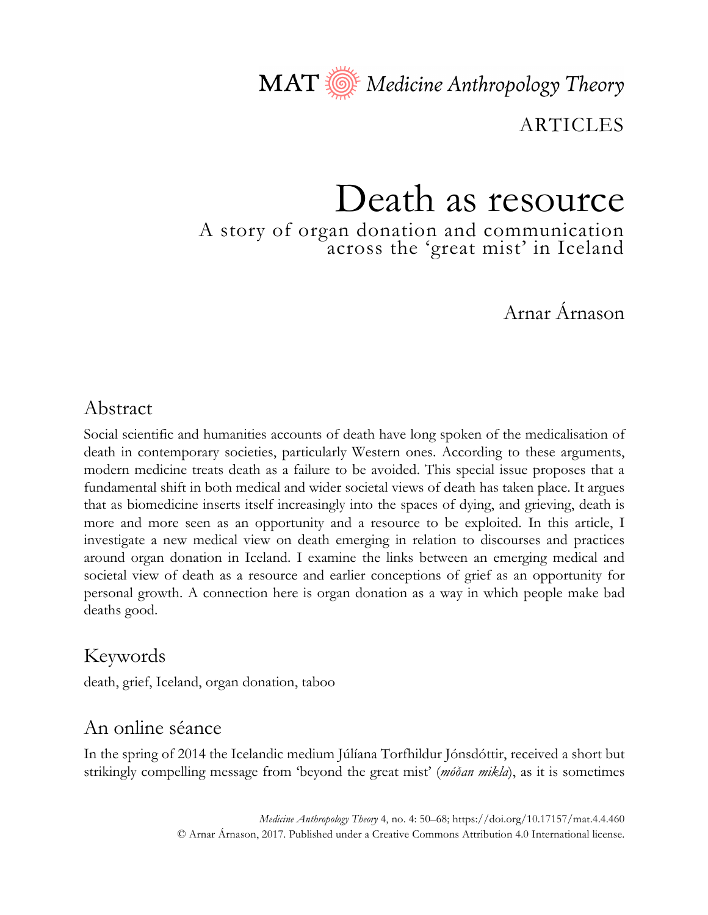MAT Medicine Anthropology Theory

ARTICLES

# Death as resource

## A story of organ donation and communication across the 'great mist' in Iceland

Arnar Árnason

## Abstract

Social scientific and humanities accounts of death have long spoken of the medicalisation of death in contemporary societies, particularly Western ones. According to these arguments, modern medicine treats death as a failure to be avoided. This special issue proposes that a fundamental shift in both medical and wider societal views of death has taken place. It argues that as biomedicine inserts itself increasingly into the spaces of dying, and grieving, death is more and more seen as an opportunity and a resource to be exploited. In this article, I investigate a new medical view on death emerging in relation to discourses and practices around organ donation in Iceland. I examine the links between an emerging medical and societal view of death as a resource and earlier conceptions of grief as an opportunity for personal growth. A connection here is organ donation as a way in which people make bad deaths good.

## Keywords

death, grief, Iceland, organ donation, taboo

## An online séance

In the spring of 2014 the Icelandic medium Júlíana Torfhildur Jónsdóttir, received a short but strikingly compelling message from 'beyond the great mist' (*móðan mikla*), as it is sometimes

*Medicine Anthropology Theory* 4, no. 4: 50–68; https://doi.org/10.17157/mat.4.4.460
© Arnar Árnason, 2017. Published under a Creative Commons Attribution 4.0 International license.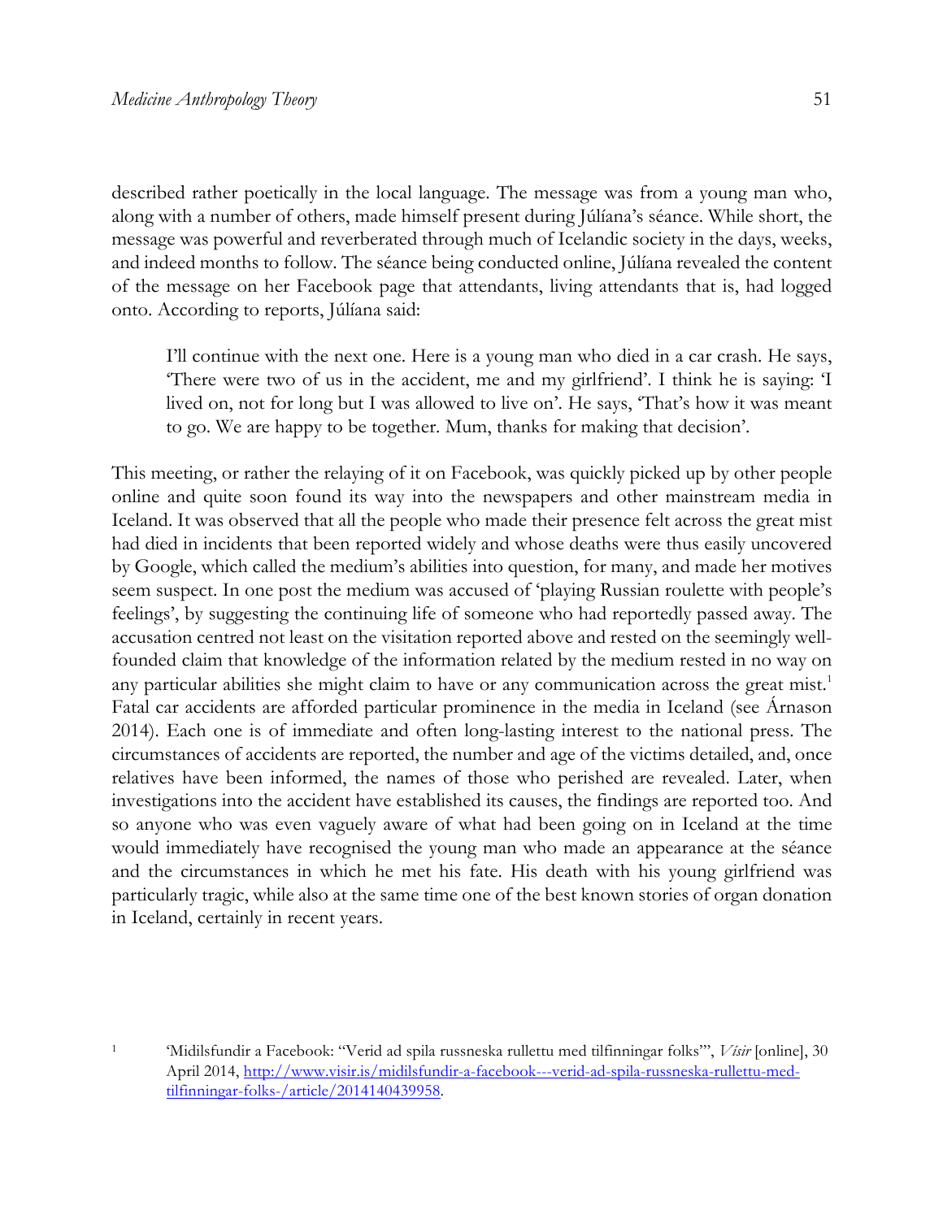described rather poetically in the local language. The message was from a young man who, along with a number of others, made himself present during Júlíana's séance. While short, the message was powerful and reverberated through much of Icelandic society in the days, weeks, and indeed months to follow. The séance being conducted online, Júlíana revealed the content of the message on her Facebook page that attendants, living attendants that is, had logged onto. According to reports, Júlíana said:

> I'll continue with the next one. Here is a young man who died in a car crash. He says, 'There were two of us in the accident, me and my girlfriend'. I think he is saying: 'I lived on, not for long but I was allowed to live on'. He says, 'That's how it was meant to go. We are happy to be together. Mum, thanks for making that decision'.

This meeting, or rather the relaying of it on Facebook, was quickly picked up by other people online and quite soon found its way into the newspapers and other mainstream media in Iceland. It was observed that all the people who made their presence felt across the great mist had died in incidents that been reported widely and whose deaths were thus easily uncovered by Google, which called the medium's abilities into question, for many, and made her motives seem suspect. In one post the medium was accused of 'playing Russian roulette with people's feelings', by suggesting the continuing life of someone who had reportedly passed away. The accusation centred not least on the visitation reported above and rested on the seemingly well-founded claim that knowledge of the information related by the medium rested in no way on any particular abilities she might claim to have or any communication across the great mist.[1] Fatal car accidents are afforded particular prominence in the media in Iceland (see Árnason 2014). Each one is of immediate and often long-lasting interest to the national press. The circumstances of accidents are reported, the number and age of the victims detailed, and, once relatives have been informed, the names of those who perished are revealed. Later, when investigations into the accident have established its causes, the findings are reported too. And so anyone who was even vaguely aware of what had been going on in Iceland at the time would immediately have recognised the young man who made an appearance at the séance and the circumstances in which he met his fate. His death with his young girlfriend was particularly tragic, while also at the same time one of the best known stories of organ donation in Iceland, certainly in recent years.

[1] 'Midilsfundir a Facebook: "Verid ad spila russneska rullettu med tilfinningar folks"', *Vísir* [online], 30 April 2014, http://www.visir.is/midilsfundir-a-facebook---verid-ad-spila-russneska-rullettu-med-tilfinningar-folks-/article/2014140439958.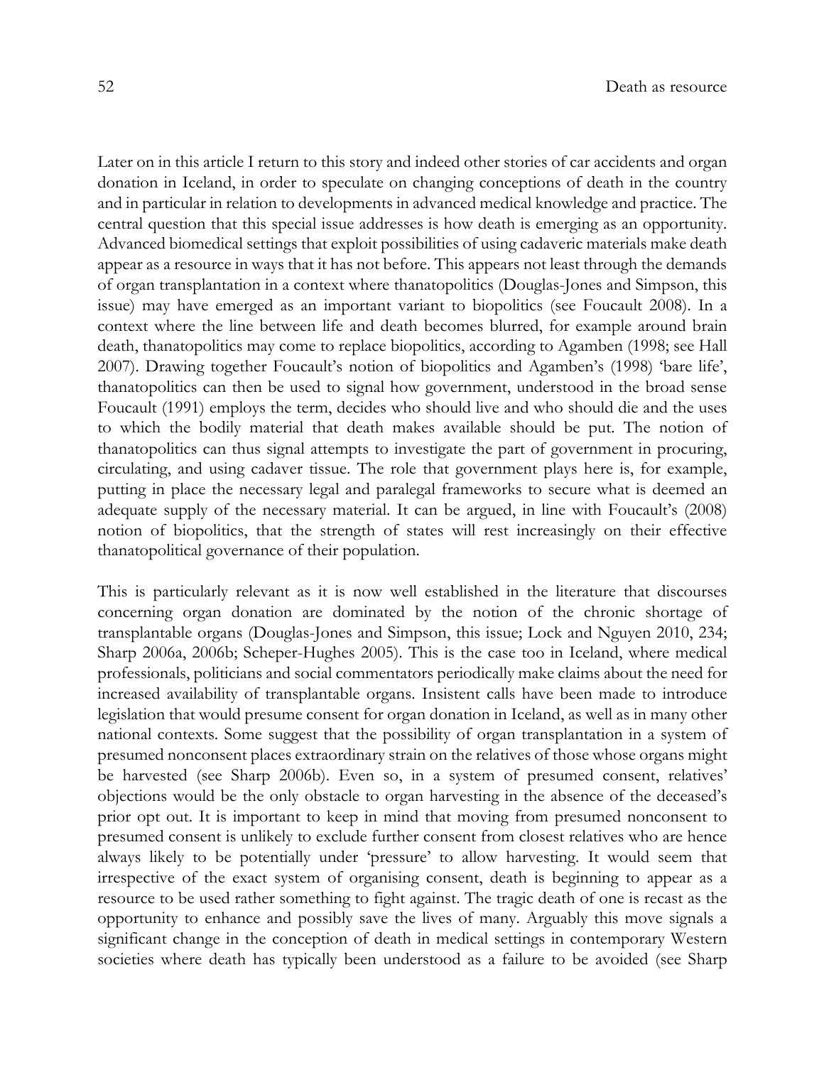Later on in this article I return to this story and indeed other stories of car accidents and organ donation in Iceland, in order to speculate on changing conceptions of death in the country and in particular in relation to developments in advanced medical knowledge and practice. The central question that this special issue addresses is how death is emerging as an opportunity. Advanced biomedical settings that exploit possibilities of using cadaveric materials make death appear as a resource in ways that it has not before. This appears not least through the demands of organ transplantation in a context where thanatopolitics (Douglas-Jones and Simpson, this issue) may have emerged as an important variant to biopolitics (see Foucault 2008). In a context where the line between life and death becomes blurred, for example around brain death, thanatopolitics may come to replace biopolitics, according to Agamben (1998; see Hall 2007). Drawing together Foucault's notion of biopolitics and Agamben's (1998) 'bare life', thanatopolitics can then be used to signal how government, understood in the broad sense Foucault (1991) employs the term, decides who should live and who should die and the uses to which the bodily material that death makes available should be put. The notion of thanatopolitics can thus signal attempts to investigate the part of government in procuring, circulating, and using cadaver tissue. The role that government plays here is, for example, putting in place the necessary legal and paralegal frameworks to secure what is deemed an adequate supply of the necessary material. It can be argued, in line with Foucault's (2008) notion of biopolitics, that the strength of states will rest increasingly on their effective thanatopolitical governance of their population.

This is particularly relevant as it is now well established in the literature that discourses concerning organ donation are dominated by the notion of the chronic shortage of transplantable organs (Douglas-Jones and Simpson, this issue; Lock and Nguyen 2010, 234; Sharp 2006a, 2006b; Scheper-Hughes 2005). This is the case too in Iceland, where medical professionals, politicians and social commentators periodically make claims about the need for increased availability of transplantable organs. Insistent calls have been made to introduce legislation that would presume consent for organ donation in Iceland, as well as in many other national contexts. Some suggest that the possibility of organ transplantation in a system of presumed nonconsent places extraordinary strain on the relatives of those whose organs might be harvested (see Sharp 2006b). Even so, in a system of presumed consent, relatives' objections would be the only obstacle to organ harvesting in the absence of the deceased's prior opt out. It is important to keep in mind that moving from presumed nonconsent to presumed consent is unlikely to exclude further consent from closest relatives who are hence always likely to be potentially under 'pressure' to allow harvesting. It would seem that irrespective of the exact system of organising consent, death is beginning to appear as a resource to be used rather something to fight against. The tragic death of one is recast as the opportunity to enhance and possibly save the lives of many. Arguably this move signals a significant change in the conception of death in medical settings in contemporary Western societies where death has typically been understood as a failure to be avoided (see Sharp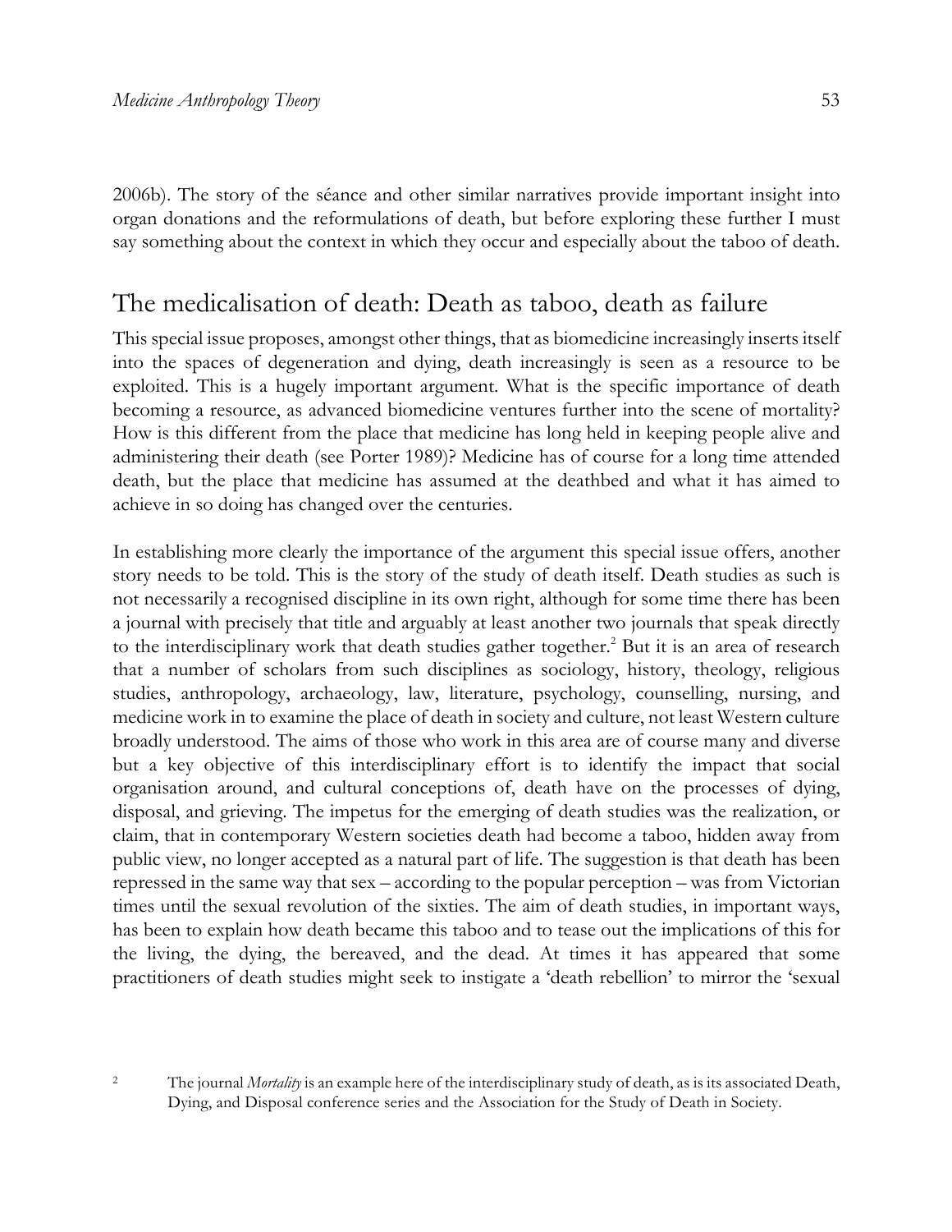2006b). The story of the séance and other similar narratives provide important insight into organ donations and the reformulations of death, but before exploring these further I must say something about the context in which they occur and especially about the taboo of death.

## The medicalisation of death: Death as taboo, death as failure

This special issue proposes, amongst other things, that as biomedicine increasingly inserts itself into the spaces of degeneration and dying, death increasingly is seen as a resource to be exploited. This is a hugely important argument. What is the specific importance of death becoming a resource, as advanced biomedicine ventures further into the scene of mortality? How is this different from the place that medicine has long held in keeping people alive and administering their death (see Porter 1989)? Medicine has of course for a long time attended death, but the place that medicine has assumed at the deathbed and what it has aimed to achieve in so doing has changed over the centuries.

In establishing more clearly the importance of the argument this special issue offers, another story needs to be told. This is the story of the study of death itself. Death studies as such is not necessarily a recognised discipline in its own right, although for some time there has been a journal with precisely that title and arguably at least another two journals that speak directly to the interdisciplinary work that death studies gather together.[2] But it is an area of research that a number of scholars from such disciplines as sociology, history, theology, religious studies, anthropology, archaeology, law, literature, psychology, counselling, nursing, and medicine work in to examine the place of death in society and culture, not least Western culture broadly understood. The aims of those who work in this area are of course many and diverse but a key objective of this interdisciplinary effort is to identify the impact that social organisation around, and cultural conceptions of, death have on the processes of dying, disposal, and grieving. The impetus for the emerging of death studies was the realization, or claim, that in contemporary Western societies death had become a taboo, hidden away from public view, no longer accepted as a natural part of life. The suggestion is that death has been repressed in the same way that sex – according to the popular perception – was from Victorian times until the sexual revolution of the sixties. The aim of death studies, in important ways, has been to explain how death became this taboo and to tease out the implications of this for the living, the dying, the bereaved, and the dead. At times it has appeared that some practitioners of death studies might seek to instigate a 'death rebellion' to mirror the 'sexual

[2] The journal *Mortality* is an example here of the interdisciplinary study of death, as is its associated Death, Dying, and Disposal conference series and the Association for the Study of Death in Society.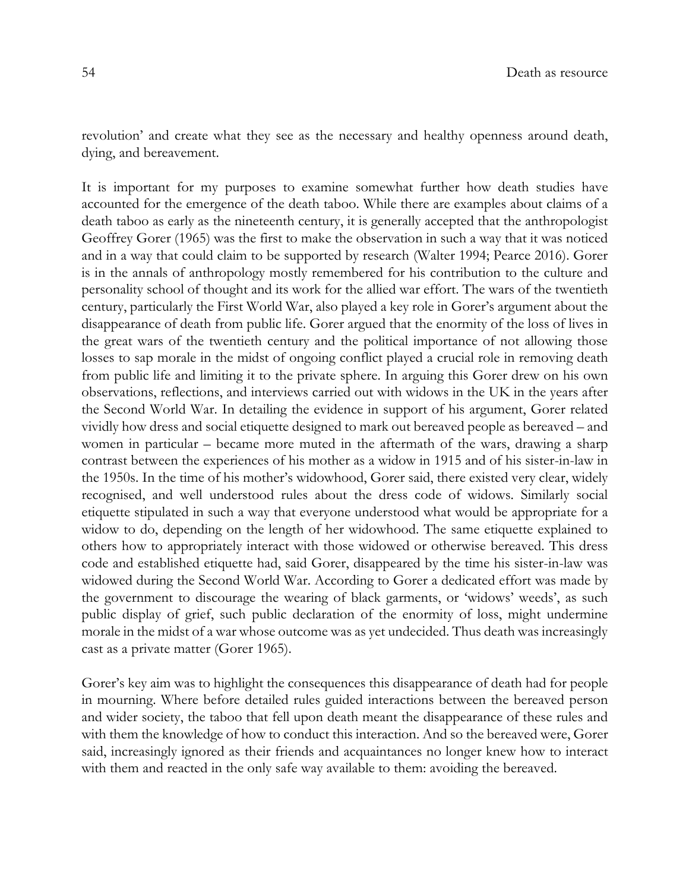revolution' and create what they see as the necessary and healthy openness around death, dying, and bereavement.

It is important for my purposes to examine somewhat further how death studies have accounted for the emergence of the death taboo. While there are examples about claims of a death taboo as early as the nineteenth century, it is generally accepted that the anthropologist Geoffrey Gorer (1965) was the first to make the observation in such a way that it was noticed and in a way that could claim to be supported by research (Walter 1994; Pearce 2016). Gorer is in the annals of anthropology mostly remembered for his contribution to the culture and personality school of thought and its work for the allied war effort. The wars of the twentieth century, particularly the First World War, also played a key role in Gorer's argument about the disappearance of death from public life. Gorer argued that the enormity of the loss of lives in the great wars of the twentieth century and the political importance of not allowing those losses to sap morale in the midst of ongoing conflict played a crucial role in removing death from public life and limiting it to the private sphere. In arguing this Gorer drew on his own observations, reflections, and interviews carried out with widows in the UK in the years after the Second World War. In detailing the evidence in support of his argument, Gorer related vividly how dress and social etiquette designed to mark out bereaved people as bereaved – and women in particular – became more muted in the aftermath of the wars, drawing a sharp contrast between the experiences of his mother as a widow in 1915 and of his sister-in-law in the 1950s. In the time of his mother's widowhood, Gorer said, there existed very clear, widely recognised, and well understood rules about the dress code of widows. Similarly social etiquette stipulated in such a way that everyone understood what would be appropriate for a widow to do, depending on the length of her widowhood. The same etiquette explained to others how to appropriately interact with those widowed or otherwise bereaved. This dress code and established etiquette had, said Gorer, disappeared by the time his sister-in-law was widowed during the Second World War. According to Gorer a dedicated effort was made by the government to discourage the wearing of black garments, or 'widows' weeds', as such public display of grief, such public declaration of the enormity of loss, might undermine morale in the midst of a war whose outcome was as yet undecided. Thus death was increasingly cast as a private matter (Gorer 1965).

Gorer's key aim was to highlight the consequences this disappearance of death had for people in mourning. Where before detailed rules guided interactions between the bereaved person and wider society, the taboo that fell upon death meant the disappearance of these rules and with them the knowledge of how to conduct this interaction. And so the bereaved were, Gorer said, increasingly ignored as their friends and acquaintances no longer knew how to interact with them and reacted in the only safe way available to them: avoiding the bereaved.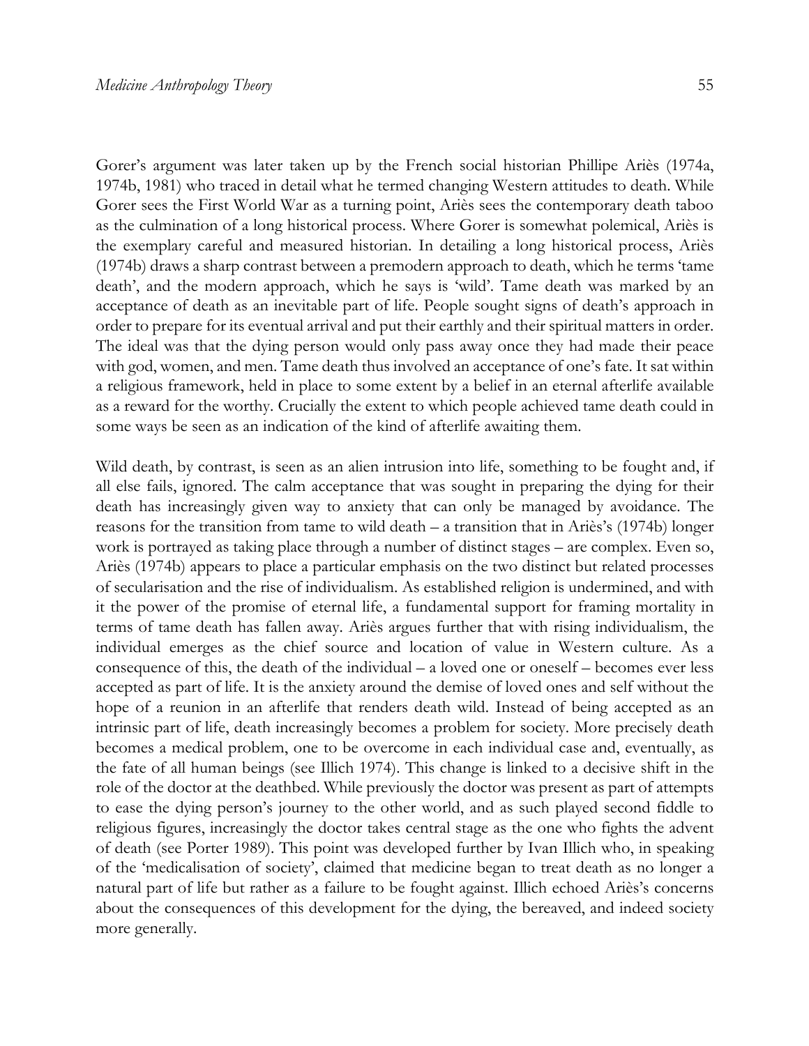Gorer's argument was later taken up by the French social historian Phillipe Ariès (1974a, 1974b, 1981) who traced in detail what he termed changing Western attitudes to death. While Gorer sees the First World War as a turning point, Ariès sees the contemporary death taboo as the culmination of a long historical process. Where Gorer is somewhat polemical, Ariès is the exemplary careful and measured historian. In detailing a long historical process, Ariès (1974b) draws a sharp contrast between a premodern approach to death, which he terms 'tame death', and the modern approach, which he says is 'wild'. Tame death was marked by an acceptance of death as an inevitable part of life. People sought signs of death's approach in order to prepare for its eventual arrival and put their earthly and their spiritual matters in order. The ideal was that the dying person would only pass away once they had made their peace with god, women, and men. Tame death thus involved an acceptance of one's fate. It sat within a religious framework, held in place to some extent by a belief in an eternal afterlife available as a reward for the worthy. Crucially the extent to which people achieved tame death could in some ways be seen as an indication of the kind of afterlife awaiting them.

Wild death, by contrast, is seen as an alien intrusion into life, something to be fought and, if all else fails, ignored. The calm acceptance that was sought in preparing the dying for their death has increasingly given way to anxiety that can only be managed by avoidance. The reasons for the transition from tame to wild death – a transition that in Ariès's (1974b) longer work is portrayed as taking place through a number of distinct stages – are complex. Even so, Ariès (1974b) appears to place a particular emphasis on the two distinct but related processes of secularisation and the rise of individualism. As established religion is undermined, and with it the power of the promise of eternal life, a fundamental support for framing mortality in terms of tame death has fallen away. Ariès argues further that with rising individualism, the individual emerges as the chief source and location of value in Western culture. As a consequence of this, the death of the individual – a loved one or oneself – becomes ever less accepted as part of life. It is the anxiety around the demise of loved ones and self without the hope of a reunion in an afterlife that renders death wild. Instead of being accepted as an intrinsic part of life, death increasingly becomes a problem for society. More precisely death becomes a medical problem, one to be overcome in each individual case and, eventually, as the fate of all human beings (see Illich 1974). This change is linked to a decisive shift in the role of the doctor at the deathbed. While previously the doctor was present as part of attempts to ease the dying person's journey to the other world, and as such played second fiddle to religious figures, increasingly the doctor takes central stage as the one who fights the advent of death (see Porter 1989). This point was developed further by Ivan Illich who, in speaking of the 'medicalisation of society', claimed that medicine began to treat death as no longer a natural part of life but rather as a failure to be fought against. Illich echoed Ariès's concerns about the consequences of this development for the dying, the bereaved, and indeed society more generally.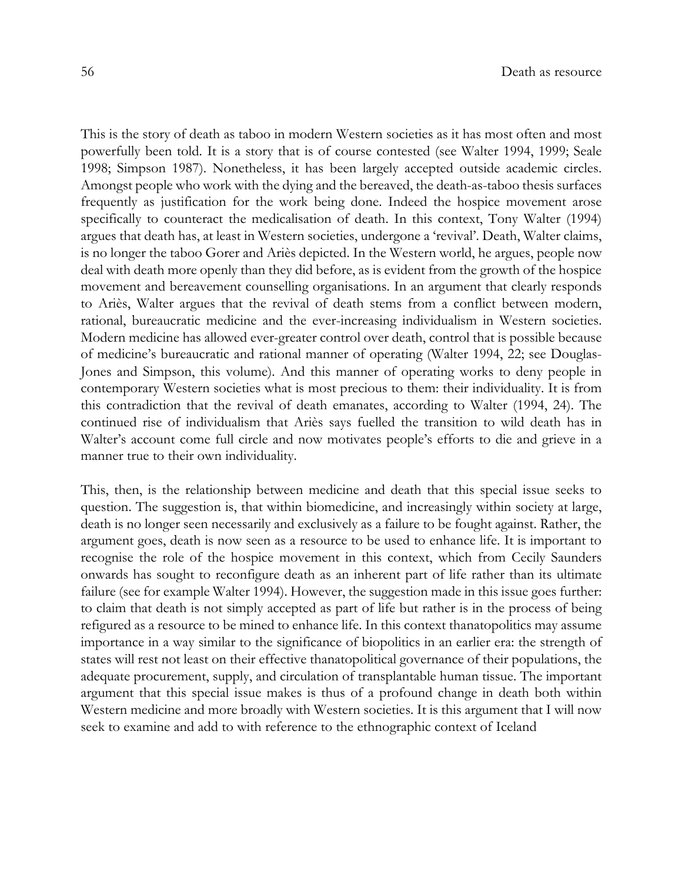This is the story of death as taboo in modern Western societies as it has most often and most powerfully been told. It is a story that is of course contested (see Walter 1994, 1999; Seale 1998; Simpson 1987). Nonetheless, it has been largely accepted outside academic circles. Amongst people who work with the dying and the bereaved, the death-as-taboo thesis surfaces frequently as justification for the work being done. Indeed the hospice movement arose specifically to counteract the medicalisation of death. In this context, Tony Walter (1994) argues that death has, at least in Western societies, undergone a 'revival'. Death, Walter claims, is no longer the taboo Gorer and Ariès depicted. In the Western world, he argues, people now deal with death more openly than they did before, as is evident from the growth of the hospice movement and bereavement counselling organisations. In an argument that clearly responds to Ariès, Walter argues that the revival of death stems from a conflict between modern, rational, bureaucratic medicine and the ever-increasing individualism in Western societies. Modern medicine has allowed ever-greater control over death, control that is possible because of medicine's bureaucratic and rational manner of operating (Walter 1994, 22; see Douglas-Jones and Simpson, this volume). And this manner of operating works to deny people in contemporary Western societies what is most precious to them: their individuality. It is from this contradiction that the revival of death emanates, according to Walter (1994, 24). The continued rise of individualism that Ariès says fuelled the transition to wild death has in Walter's account come full circle and now motivates people's efforts to die and grieve in a manner true to their own individuality.

This, then, is the relationship between medicine and death that this special issue seeks to question. The suggestion is, that within biomedicine, and increasingly within society at large, death is no longer seen necessarily and exclusively as a failure to be fought against. Rather, the argument goes, death is now seen as a resource to be used to enhance life. It is important to recognise the role of the hospice movement in this context, which from Cecily Saunders onwards has sought to reconfigure death as an inherent part of life rather than its ultimate failure (see for example Walter 1994). However, the suggestion made in this issue goes further: to claim that death is not simply accepted as part of life but rather is in the process of being refigured as a resource to be mined to enhance life. In this context thanatopolitics may assume importance in a way similar to the significance of biopolitics in an earlier era: the strength of states will rest not least on their effective thanatopolitical governance of their populations, the adequate procurement, supply, and circulation of transplantable human tissue. The important argument that this special issue makes is thus of a profound change in death both within Western medicine and more broadly with Western societies. It is this argument that I will now seek to examine and add to with reference to the ethnographic context of Iceland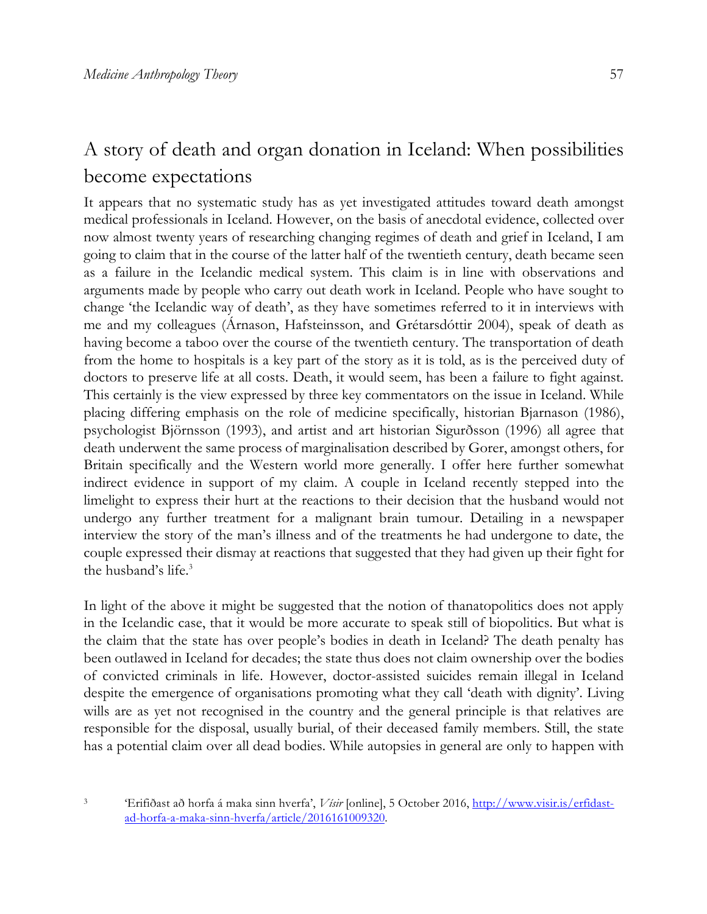## A story of death and organ donation in Iceland: When possibilities become expectations

It appears that no systematic study has as yet investigated attitudes toward death amongst medical professionals in Iceland. However, on the basis of anecdotal evidence, collected over now almost twenty years of researching changing regimes of death and grief in Iceland, I am going to claim that in the course of the latter half of the twentieth century, death became seen as a failure in the Icelandic medical system. This claim is in line with observations and arguments made by people who carry out death work in Iceland. People who have sought to change 'the Icelandic way of death', as they have sometimes referred to it in interviews with me and my colleagues (Árnason, Hafsteinsson, and Grétarsdóttir 2004), speak of death as having become a taboo over the course of the twentieth century. The transportation of death from the home to hospitals is a key part of the story as it is told, as is the perceived duty of doctors to preserve life at all costs. Death, it would seem, has been a failure to fight against. This certainly is the view expressed by three key commentators on the issue in Iceland. While placing differing emphasis on the role of medicine specifically, historian Bjarnason (1986), psychologist Björnsson (1993), and artist and art historian Sigurðsson (1996) all agree that death underwent the same process of marginalisation described by Gorer, amongst others, for Britain specifically and the Western world more generally. I offer here further somewhat indirect evidence in support of my claim. A couple in Iceland recently stepped into the limelight to express their hurt at the reactions to their decision that the husband would not undergo any further treatment for a malignant brain tumour. Detailing in a newspaper interview the story of the man's illness and of the treatments he had undergone to date, the couple expressed their dismay at reactions that suggested that they had given up their fight for the husband's life.[3]

In light of the above it might be suggested that the notion of thanatopolitics does not apply in the Icelandic case, that it would be more accurate to speak still of biopolitics. But what is the claim that the state has over people's bodies in death in Iceland? The death penalty has been outlawed in Iceland for decades; the state thus does not claim ownership over the bodies of convicted criminals in life. However, doctor-assisted suicides remain illegal in Iceland despite the emergence of organisations promoting what they call 'death with dignity'. Living wills are as yet not recognised in the country and the general principle is that relatives are responsible for the disposal, usually burial, of their deceased family members. Still, the state has a potential claim over all dead bodies. While autopsies in general are only to happen with

[3] 'Erifiðast að horfa á maka sinn hverfa', *Vísir* [online], 5 October 2016, http://www.visir.is/erfidast-ad-horfa-a-maka-sinn-hverfa/article/2016161009320.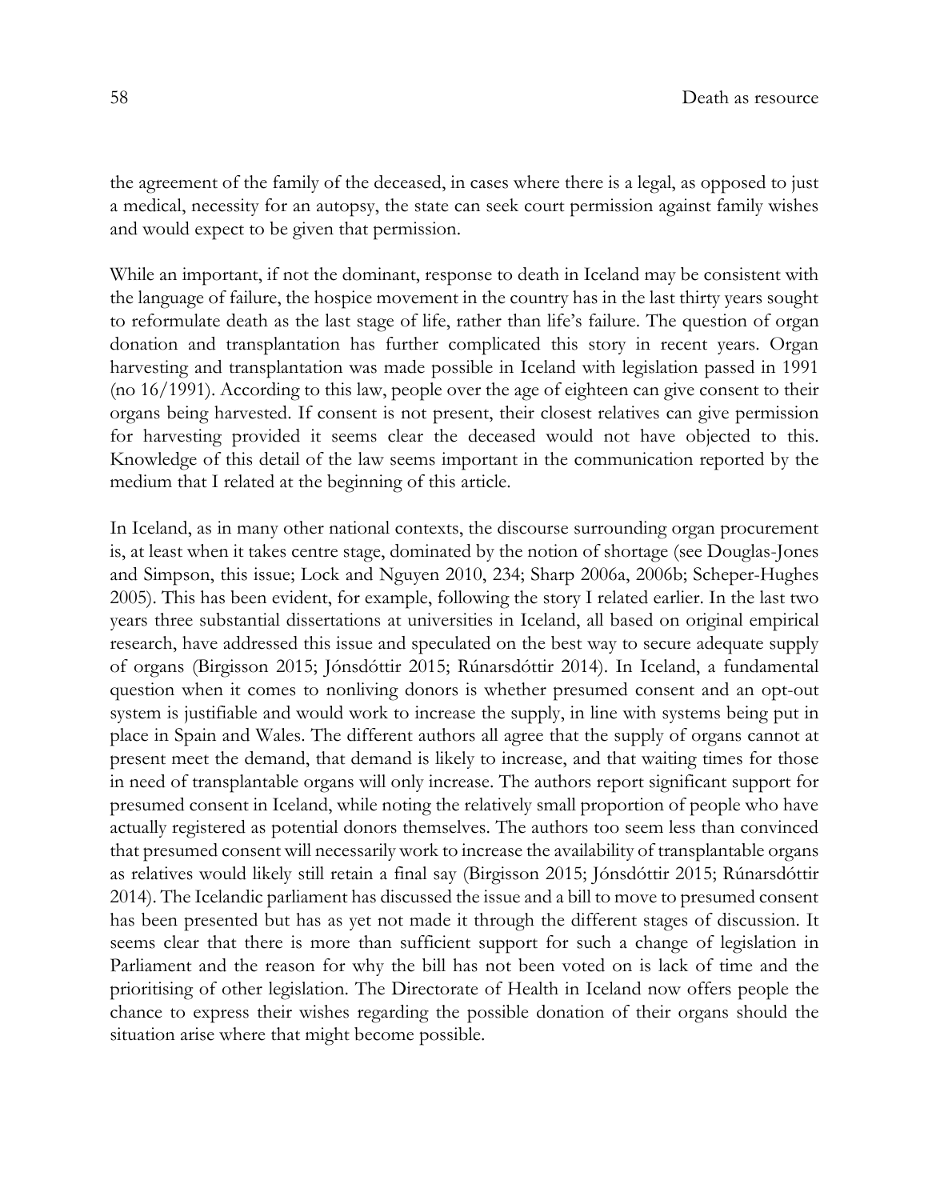the agreement of the family of the deceased, in cases where there is a legal, as opposed to just a medical, necessity for an autopsy, the state can seek court permission against family wishes and would expect to be given that permission.

While an important, if not the dominant, response to death in Iceland may be consistent with the language of failure, the hospice movement in the country has in the last thirty years sought to reformulate death as the last stage of life, rather than life's failure. The question of organ donation and transplantation has further complicated this story in recent years. Organ harvesting and transplantation was made possible in Iceland with legislation passed in 1991 (no 16/1991). According to this law, people over the age of eighteen can give consent to their organs being harvested. If consent is not present, their closest relatives can give permission for harvesting provided it seems clear the deceased would not have objected to this. Knowledge of this detail of the law seems important in the communication reported by the medium that I related at the beginning of this article.

In Iceland, as in many other national contexts, the discourse surrounding organ procurement is, at least when it takes centre stage, dominated by the notion of shortage (see Douglas-Jones and Simpson, this issue; Lock and Nguyen 2010, 234; Sharp 2006a, 2006b; Scheper-Hughes 2005). This has been evident, for example, following the story I related earlier. In the last two years three substantial dissertations at universities in Iceland, all based on original empirical research, have addressed this issue and speculated on the best way to secure adequate supply of organs (Birgisson 2015; Jónsdóttir 2015; Rúnarsdóttir 2014). In Iceland, a fundamental question when it comes to nonliving donors is whether presumed consent and an opt-out system is justifiable and would work to increase the supply, in line with systems being put in place in Spain and Wales. The different authors all agree that the supply of organs cannot at present meet the demand, that demand is likely to increase, and that waiting times for those in need of transplantable organs will only increase. The authors report significant support for presumed consent in Iceland, while noting the relatively small proportion of people who have actually registered as potential donors themselves. The authors too seem less than convinced that presumed consent will necessarily work to increase the availability of transplantable organs as relatives would likely still retain a final say (Birgisson 2015; Jónsdóttir 2015; Rúnarsdóttir 2014). The Icelandic parliament has discussed the issue and a bill to move to presumed consent has been presented but has as yet not made it through the different stages of discussion. It seems clear that there is more than sufficient support for such a change of legislation in Parliament and the reason for why the bill has not been voted on is lack of time and the prioritising of other legislation. The Directorate of Health in Iceland now offers people the chance to express their wishes regarding the possible donation of their organs should the situation arise where that might become possible.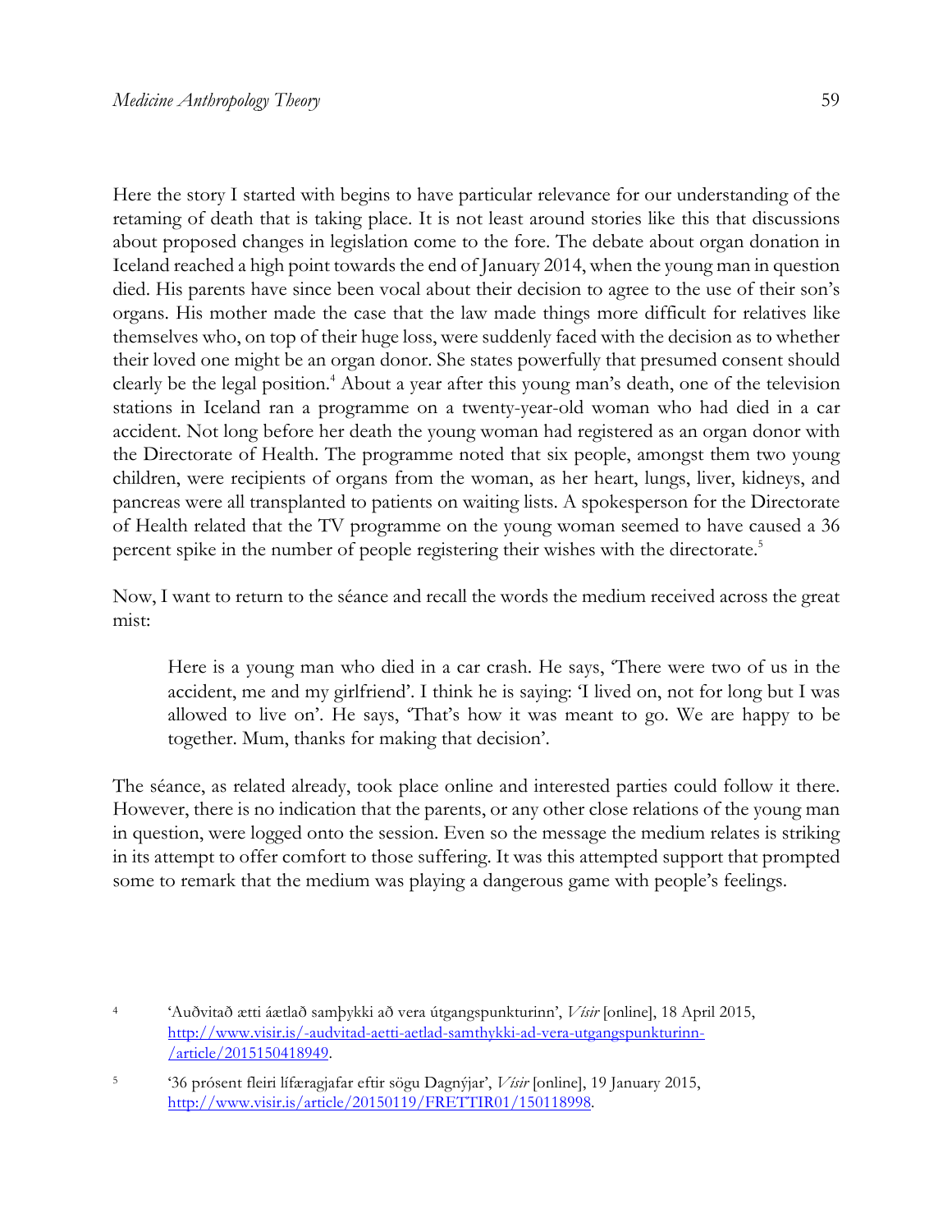Here the story I started with begins to have particular relevance for our understanding of the retaming of death that is taking place. It is not least around stories like this that discussions about proposed changes in legislation come to the fore. The debate about organ donation in Iceland reached a high point towards the end of January 2014, when the young man in question died. His parents have since been vocal about their decision to agree to the use of their son's organs. His mother made the case that the law made things more difficult for relatives like themselves who, on top of their huge loss, were suddenly faced with the decision as to whether their loved one might be an organ donor. She states powerfully that presumed consent should clearly be the legal position.[4] About a year after this young man's death, one of the television stations in Iceland ran a programme on a twenty-year-old woman who had died in a car accident. Not long before her death the young woman had registered as an organ donor with the Directorate of Health. The programme noted that six people, amongst them two young children, were recipients of organs from the woman, as her heart, lungs, liver, kidneys, and pancreas were all transplanted to patients on waiting lists. A spokesperson for the Directorate of Health related that the TV programme on the young woman seemed to have caused a 36 percent spike in the number of people registering their wishes with the directorate.[5]

Now, I want to return to the séance and recall the words the medium received across the great mist:

> Here is a young man who died in a car crash. He says, 'There were two of us in the accident, me and my girlfriend'. I think he is saying: 'I lived on, not for long but I was allowed to live on'. He says, 'That's how it was meant to go. We are happy to be together. Mum, thanks for making that decision'.

The séance, as related already, took place online and interested parties could follow it there. However, there is no indication that the parents, or any other close relations of the young man in question, were logged onto the session. Even so the message the medium relates is striking in its attempt to offer comfort to those suffering. It was this attempted support that prompted some to remark that the medium was playing a dangerous game with people's feelings.

---

4 'Auðvitað ætti áætlað samþykki að vera útgangspunkturinn', *Vísir* [online], 18 April 2015, http://www.visir.is/-audvitad-aetti-aetlad-samthykki-ad-vera-utgangspunkturinn-/article/2015150418949.

5 '36 prósent fleiri líffæragjafar eftir sögu Dagnýjar', *Vísir* [online], 19 January 2015, http://www.visir.is/article/20150119/FRETTIR01/150118998.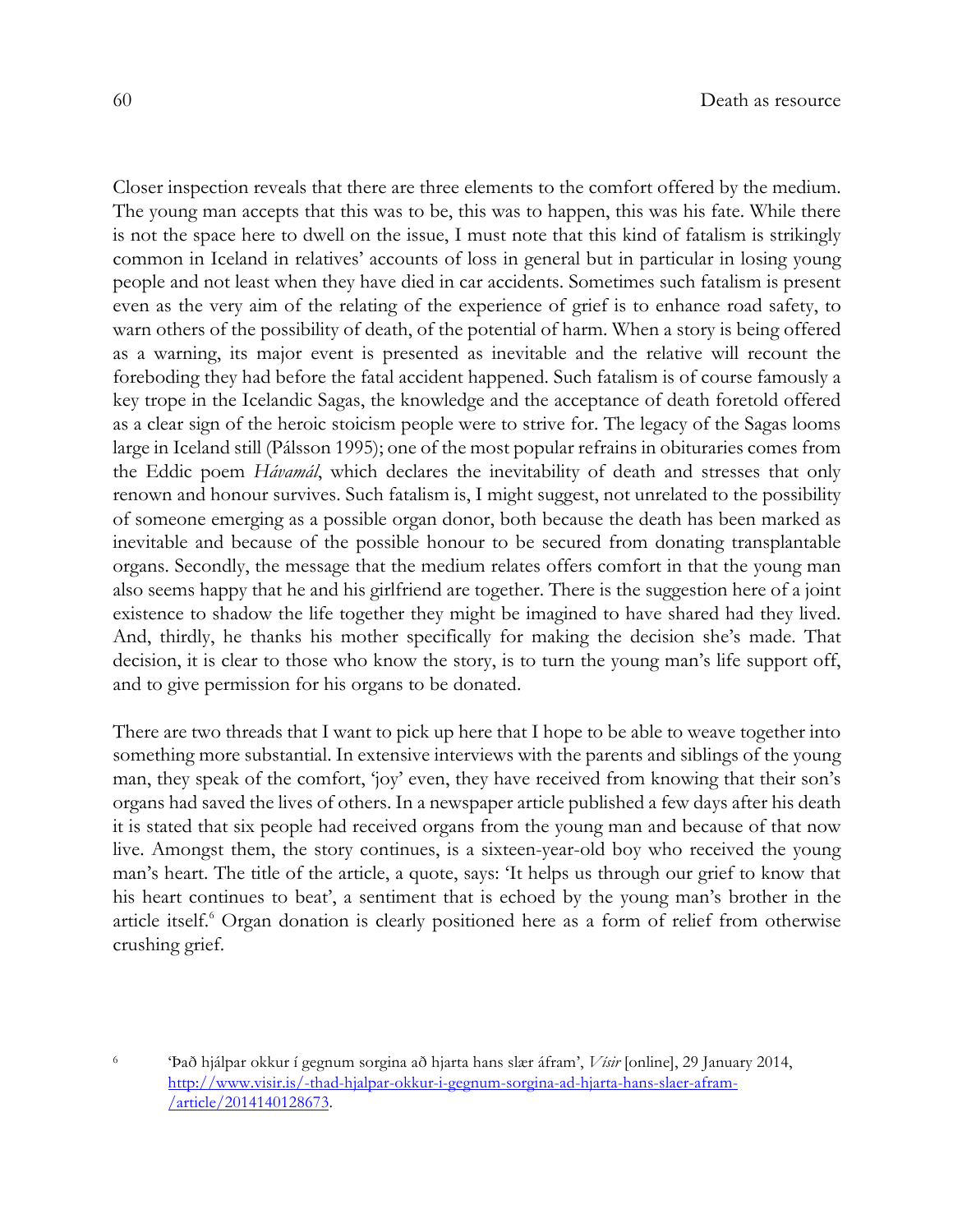Closer inspection reveals that there are three elements to the comfort offered by the medium. The young man accepts that this was to be, this was to happen, this was his fate. While there is not the space here to dwell on the issue, I must note that this kind of fatalism is strikingly common in Iceland in relatives' accounts of loss in general but in particular in losing young people and not least when they have died in car accidents. Sometimes such fatalism is present even as the very aim of the relating of the experience of grief is to enhance road safety, to warn others of the possibility of death, of the potential of harm. When a story is being offered as a warning, its major event is presented as inevitable and the relative will recount the foreboding they had before the fatal accident happened. Such fatalism is of course famously a key trope in the Icelandic Sagas, the knowledge and the acceptance of death foretold offered as a clear sign of the heroic stoicism people were to strive for. The legacy of the Sagas looms large in Iceland still (Pálsson 1995); one of the most popular refrains in obituraries comes from the Eddic poem *Hávamál*, which declares the inevitability of death and stresses that only renown and honour survives. Such fatalism is, I might suggest, not unrelated to the possibility of someone emerging as a possible organ donor, both because the death has been marked as inevitable and because of the possible honour to be secured from donating transplantable organs. Secondly, the message that the medium relates offers comfort in that the young man also seems happy that he and his girlfriend are together. There is the suggestion here of a joint existence to shadow the life together they might be imagined to have shared had they lived. And, thirdly, he thanks his mother specifically for making the decision she's made. That decision, it is clear to those who know the story, is to turn the young man's life support off, and to give permission for his organs to be donated.

There are two threads that I want to pick up here that I hope to be able to weave together into something more substantial. In extensive interviews with the parents and siblings of the young man, they speak of the comfort, 'joy' even, they have received from knowing that their son's organs had saved the lives of others. In a newspaper article published a few days after his death it is stated that six people had received organs from the young man and because of that now live. Amongst them, the story continues, is a sixteen-year-old boy who received the young man's heart. The title of the article, a quote, says: 'It helps us through our grief to know that his heart continues to beat', a sentiment that is echoed by the young man's brother in the article itself.[6] Organ donation is clearly positioned here as a form of relief from otherwise crushing grief.

[6] 'Það hjálpar okkur í gegnum sorgina að hjarta hans slær áfram', *Vísir* [online], 29 January 2014, http://www.visir.is/-thad-hjalpar-okkur-i-gegnum-sorgina-ad-hjarta-hans-slaer-afram-/article/2014140128673.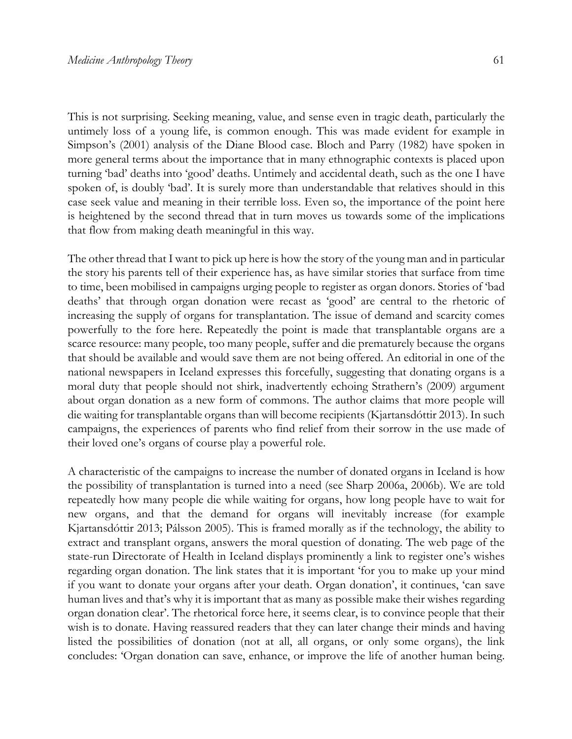This is not surprising. Seeking meaning, value, and sense even in tragic death, particularly the untimely loss of a young life, is common enough. This was made evident for example in Simpson's (2001) analysis of the Diane Blood case. Bloch and Parry (1982) have spoken in more general terms about the importance that in many ethnographic contexts is placed upon turning 'bad' deaths into 'good' deaths. Untimely and accidental death, such as the one I have spoken of, is doubly 'bad'. It is surely more than understandable that relatives should in this case seek value and meaning in their terrible loss. Even so, the importance of the point here is heightened by the second thread that in turn moves us towards some of the implications that flow from making death meaningful in this way.

The other thread that I want to pick up here is how the story of the young man and in particular the story his parents tell of their experience has, as have similar stories that surface from time to time, been mobilised in campaigns urging people to register as organ donors. Stories of 'bad deaths' that through organ donation were recast as 'good' are central to the rhetoric of increasing the supply of organs for transplantation. The issue of demand and scarcity comes powerfully to the fore here. Repeatedly the point is made that transplantable organs are a scarce resource: many people, too many people, suffer and die prematurely because the organs that should be available and would save them are not being offered. An editorial in one of the national newspapers in Iceland expresses this forcefully, suggesting that donating organs is a moral duty that people should not shirk, inadvertently echoing Strathern's (2009) argument about organ donation as a new form of commons. The author claims that more people will die waiting for transplantable organs than will become recipients (Kjartansdóttir 2013). In such campaigns, the experiences of parents who find relief from their sorrow in the use made of their loved one's organs of course play a powerful role.

A characteristic of the campaigns to increase the number of donated organs in Iceland is how the possibility of transplantation is turned into a need (see Sharp 2006a, 2006b). We are told repeatedly how many people die while waiting for organs, how long people have to wait for new organs, and that the demand for organs will inevitably increase (for example Kjartansdóttir 2013; Pálsson 2005). This is framed morally as if the technology, the ability to extract and transplant organs, answers the moral question of donating. The web page of the state-run Directorate of Health in Iceland displays prominently a link to register one's wishes regarding organ donation. The link states that it is important 'for you to make up your mind if you want to donate your organs after your death. Organ donation', it continues, 'can save human lives and that's why it is important that as many as possible make their wishes regarding organ donation clear'. The rhetorical force here, it seems clear, is to convince people that their wish is to donate. Having reassured readers that they can later change their minds and having listed the possibilities of donation (not at all, all organs, or only some organs), the link concludes: 'Organ donation can save, enhance, or improve the life of another human being.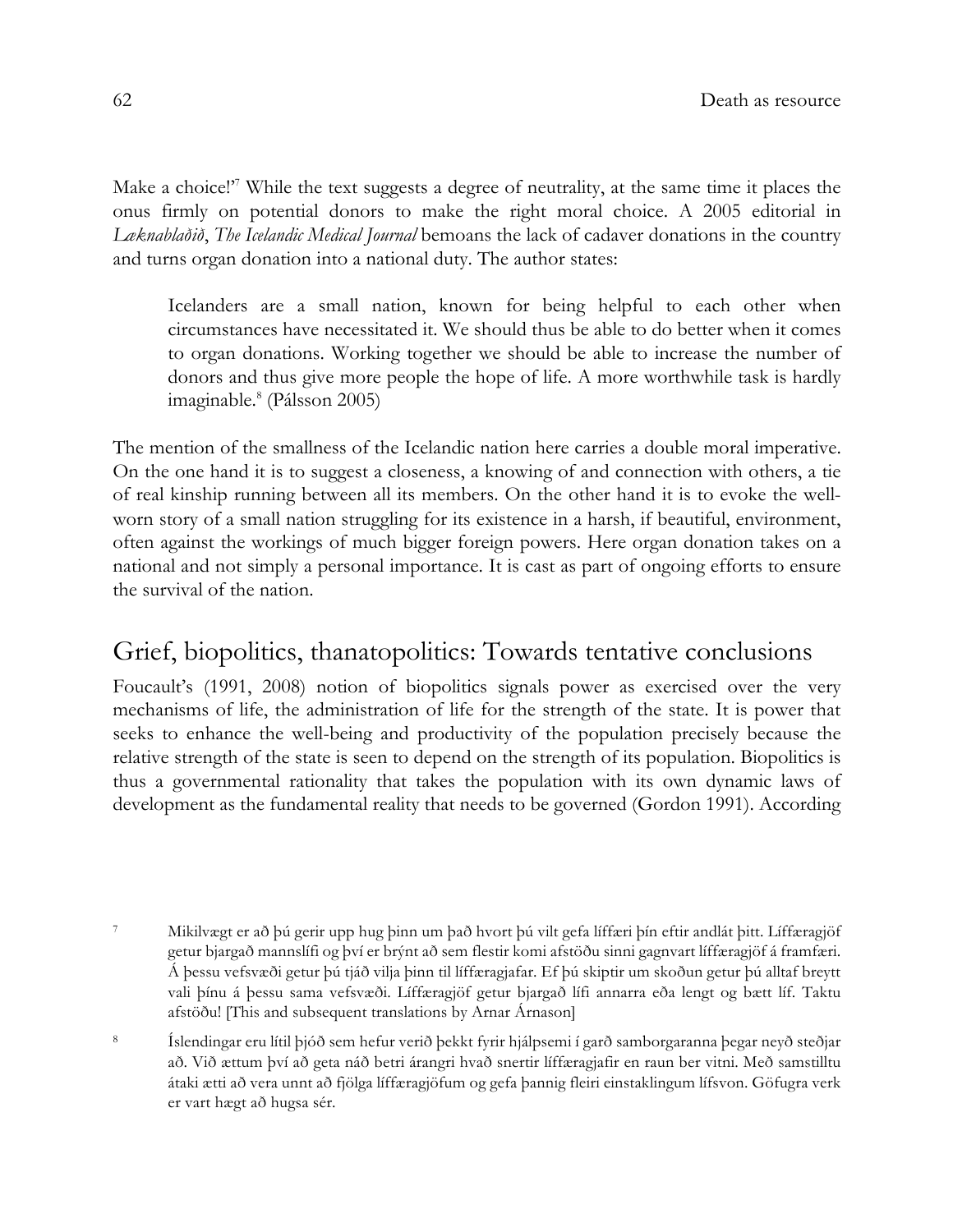Make a choice!'[7] While the text suggests a degree of neutrality, at the same time it places the onus firmly on potential donors to make the right moral choice. A 2005 editorial in *Læknablaðið*, *The Icelandic Medical Journal* bemoans the lack of cadaver donations in the country and turns organ donation into a national duty. The author states:

> Icelanders are a small nation, known for being helpful to each other when circumstances have necessitated it. We should thus be able to do better when it comes to organ donations. Working together we should be able to increase the number of donors and thus give more people the hope of life. A more worthwhile task is hardly imaginable.[8] (Pálsson 2005)

The mention of the smallness of the Icelandic nation here carries a double moral imperative. On the one hand it is to suggest a closeness, a knowing of and connection with others, a tie of real kinship running between all its members. On the other hand it is to evoke the well-worn story of a small nation struggling for its existence in a harsh, if beautiful, environment, often against the workings of much bigger foreign powers. Here organ donation takes on a national and not simply a personal importance. It is cast as part of ongoing efforts to ensure the survival of the nation.

## Grief, biopolitics, thanatopolitics: Towards tentative conclusions

Foucault's (1991, 2008) notion of biopolitics signals power as exercised over the very mechanisms of life, the administration of life for the strength of the state. It is power that seeks to enhance the well-being and productivity of the population precisely because the relative strength of the state is seen to depend on the strength of its population. Biopolitics is thus a governmental rationality that takes the population with its own dynamic laws of development as the fundamental reality that needs to be governed (Gordon 1991). According

[7] Mikilvægt er að þú gerir upp hug þinn um það hvort þú vilt gefa líffæri þín eftir andlát þitt. Líffæragjöf getur bjargað mannslífi og því er brýnt að sem flestir komi afstöðu sinni gagnvart líffæragjöf á framfæri. Á þessu vefsvæði getur þú tjáð vilja þinn til líffæragjafar. Ef þú skiptir um skoðun getur þú alltaf breytt vali þínu á þessu sama vefsvæði. Líffæragjöf getur bjargað lífi annarra eða lengt og bætt líf. Taktu afstöðu! [This and subsequent translations by Arnar Árnason]

[8] Íslendingar eru lítil þjóð sem hefur verið þekkt fyrir hjálpsemi í garð samborgaranna þegar neyð steðjar að. Við ættum því að geta náð betri árangri hvað snertir líffæragjafir en raun ber vitni. Með samstilltu átaki ætti að vera unnt að fjölga líffæragjöfum og gefa þannig fleiri einstaklingum lífsvon. Göfugra verk er vart hægt að hugsa sér.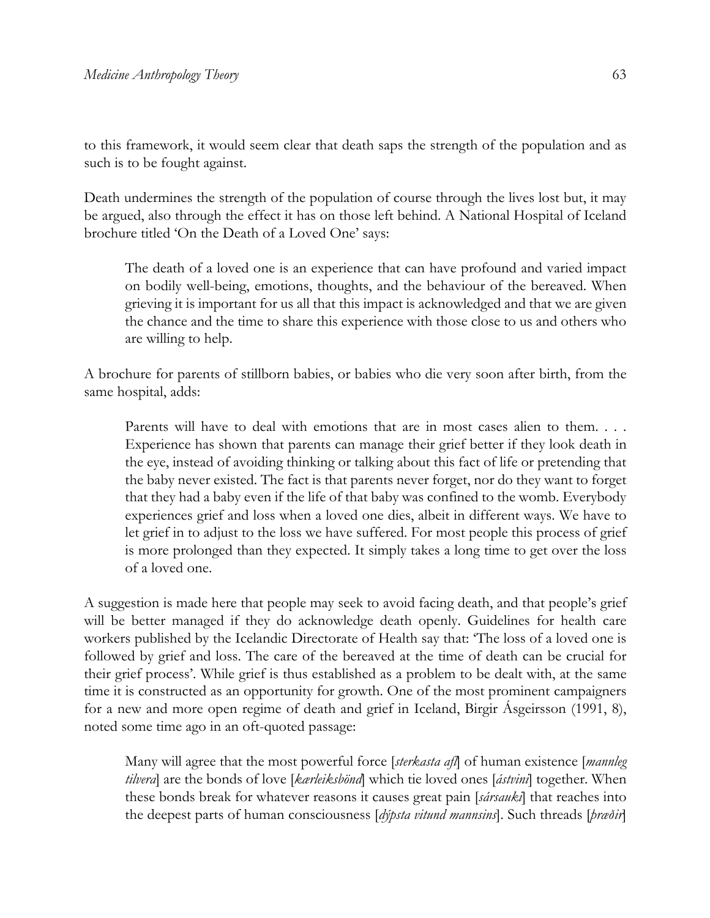to this framework, it would seem clear that death saps the strength of the population and as such is to be fought against.

Death undermines the strength of the population of course through the lives lost but, it may be argued, also through the effect it has on those left behind. A National Hospital of Iceland brochure titled 'On the Death of a Loved One' says:

> The death of a loved one is an experience that can have profound and varied impact on bodily well-being, emotions, thoughts, and the behaviour of the bereaved. When grieving it is important for us all that this impact is acknowledged and that we are given the chance and the time to share this experience with those close to us and others who are willing to help.

A brochure for parents of stillborn babies, or babies who die very soon after birth, from the same hospital, adds:

> Parents will have to deal with emotions that are in most cases alien to them. . . . Experience has shown that parents can manage their grief better if they look death in the eye, instead of avoiding thinking or talking about this fact of life or pretending that the baby never existed. The fact is that parents never forget, nor do they want to forget that they had a baby even if the life of that baby was confined to the womb. Everybody experiences grief and loss when a loved one dies, albeit in different ways. We have to let grief in to adjust to the loss we have suffered. For most people this process of grief is more prolonged than they expected. It simply takes a long time to get over the loss of a loved one.

A suggestion is made here that people may seek to avoid facing death, and that people's grief will be better managed if they do acknowledge death openly. Guidelines for health care workers published by the Icelandic Directorate of Health say that: 'The loss of a loved one is followed by grief and loss. The care of the bereaved at the time of death can be crucial for their grief process'. While grief is thus established as a problem to be dealt with, at the same time it is constructed as an opportunity for growth. One of the most prominent campaigners for a new and more open regime of death and grief in Iceland, Birgir Ásgeirsson (1991, 8), noted some time ago in an oft-quoted passage:

> Many will agree that the most powerful force [*sterkasta afl*] of human existence [*mannleg tilvera*] are the bonds of love [*kærleiksbönd*] which tie loved ones [*ástvini*] together. When these bonds break for whatever reasons it causes great pain [*sársauki*] that reaches into the deepest parts of human consciousness [*dýpsta vitund mannsins*]. Such threads [*þræðir*]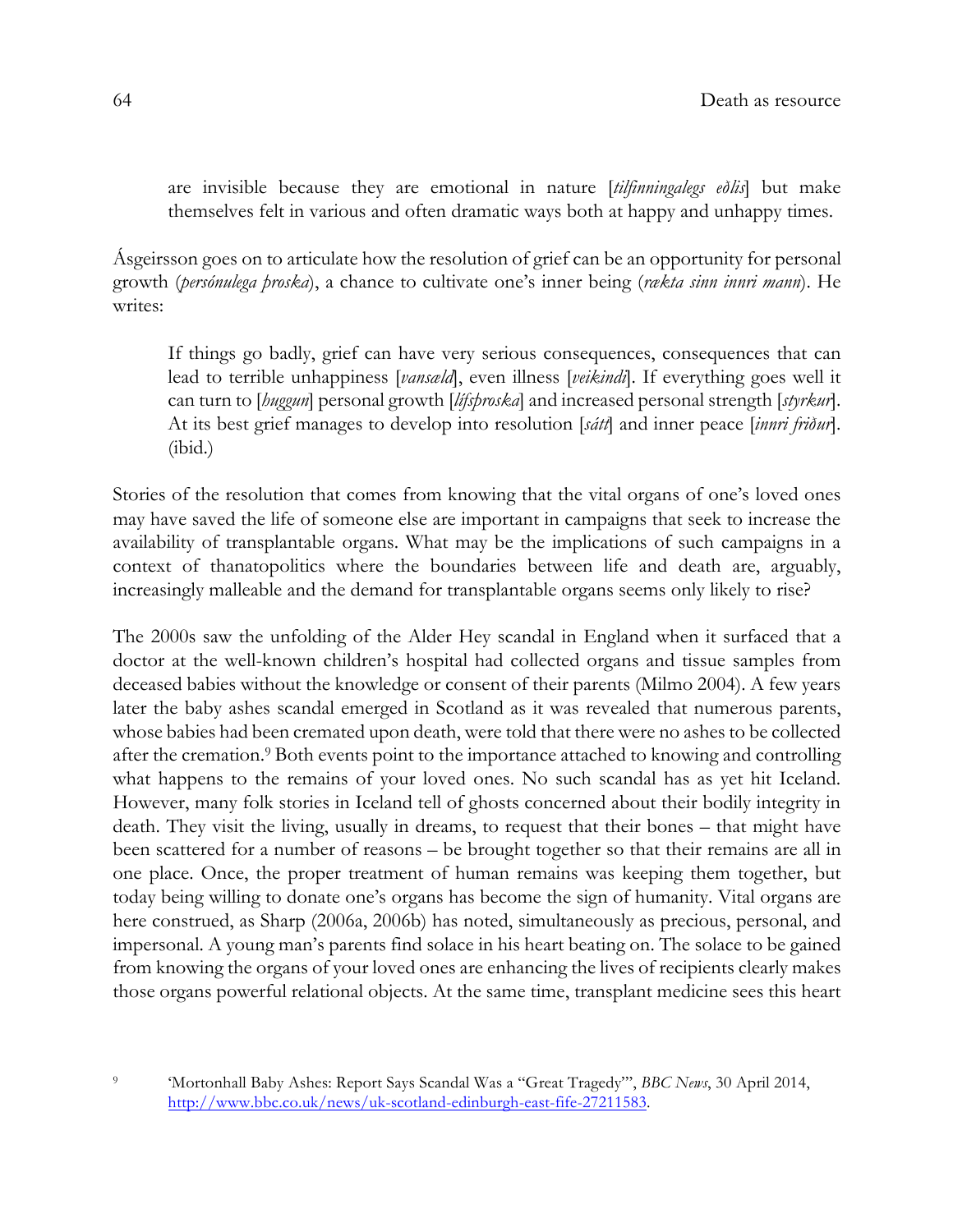are invisible because they are emotional in nature [*tilfinningalegs eðlis*] but make themselves felt in various and often dramatic ways both at happy and unhappy times.

Ásgeirsson goes on to articulate how the resolution of grief can be an opportunity for personal growth (*persónulega þroska*), a chance to cultivate one's inner being (*rækta sinn innri mann*). He writes:

> If things go badly, grief can have very serious consequences, consequences that can lead to terrible unhappiness [*vansæld*], even illness [*veikindi*]. If everything goes well it can turn to [*huggun*] personal growth [*lífsþroska*] and increased personal strength [*styrkur*]. At its best grief manages to develop into resolution [*sátt*] and inner peace [*innri friður*]. (ibid.)

Stories of the resolution that comes from knowing that the vital organs of one's loved ones may have saved the life of someone else are important in campaigns that seek to increase the availability of transplantable organs. What may be the implications of such campaigns in a context of thanatopolitics where the boundaries between life and death are, arguably, increasingly malleable and the demand for transplantable organs seems only likely to rise?

The 2000s saw the unfolding of the Alder Hey scandal in England when it surfaced that a doctor at the well-known children's hospital had collected organs and tissue samples from deceased babies without the knowledge or consent of their parents (Milmo 2004). A few years later the baby ashes scandal emerged in Scotland as it was revealed that numerous parents, whose babies had been cremated upon death, were told that there were no ashes to be collected after the cremation.[9] Both events point to the importance attached to knowing and controlling what happens to the remains of your loved ones. No such scandal has as yet hit Iceland. However, many folk stories in Iceland tell of ghosts concerned about their bodily integrity in death. They visit the living, usually in dreams, to request that their bones – that might have been scattered for a number of reasons – be brought together so that their remains are all in one place. Once, the proper treatment of human remains was keeping them together, but today being willing to donate one's organs has become the sign of humanity. Vital organs are here construed, as Sharp (2006a, 2006b) has noted, simultaneously as precious, personal, and impersonal. A young man's parents find solace in his heart beating on. The solace to be gained from knowing the organs of your loved ones are enhancing the lives of recipients clearly makes those organs powerful relational objects. At the same time, transplant medicine sees this heart

[9] 'Mortonhall Baby Ashes: Report Says Scandal Was a "Great Tragedy"', *BBC News*, 30 April 2014, http://www.bbc.co.uk/news/uk-scotland-edinburgh-east-fife-27211583.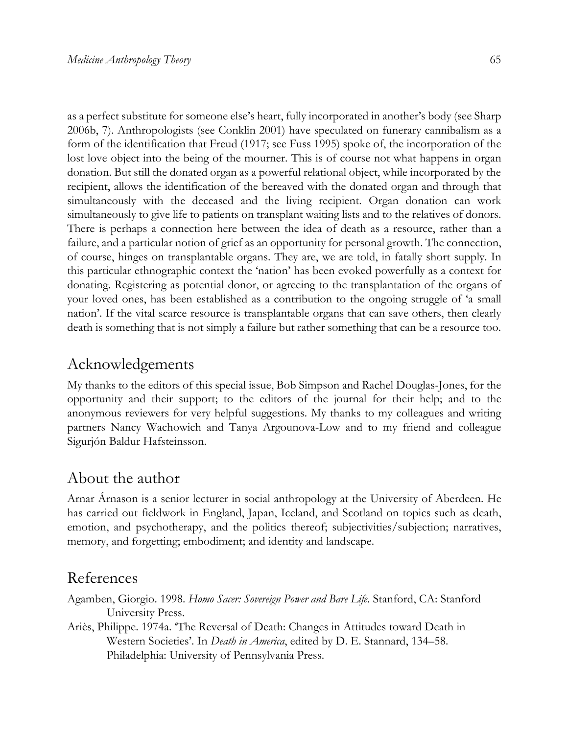as a perfect substitute for someone else's heart, fully incorporated in another's body (see Sharp 2006b, 7). Anthropologists (see Conklin 2001) have speculated on funerary cannibalism as a form of the identification that Freud (1917; see Fuss 1995) spoke of, the incorporation of the lost love object into the being of the mourner. This is of course not what happens in organ donation. But still the donated organ as a powerful relational object, while incorporated by the recipient, allows the identification of the bereaved with the donated organ and through that simultaneously with the deceased and the living recipient. Organ donation can work simultaneously to give life to patients on transplant waiting lists and to the relatives of donors. There is perhaps a connection here between the idea of death as a resource, rather than a failure, and a particular notion of grief as an opportunity for personal growth. The connection, of course, hinges on transplantable organs. They are, we are told, in fatally short supply. In this particular ethnographic context the 'nation' has been evoked powerfully as a context for donating. Registering as potential donor, or agreeing to the transplantation of the organs of your loved ones, has been established as a contribution to the ongoing struggle of 'a small nation'. If the vital scarce resource is transplantable organs that can save others, then clearly death is something that is not simply a failure but rather something that can be a resource too.

## Acknowledgements

My thanks to the editors of this special issue, Bob Simpson and Rachel Douglas-Jones, for the opportunity and their support; to the editors of the journal for their help; and to the anonymous reviewers for very helpful suggestions. My thanks to my colleagues and writing partners Nancy Wachowich and Tanya Argounova-Low and to my friend and colleague Sigurjón Baldur Hafsteinsson.

## About the author

Arnar Árnason is a senior lecturer in social anthropology at the University of Aberdeen. He has carried out fieldwork in England, Japan, Iceland, and Scotland on topics such as death, emotion, and psychotherapy, and the politics thereof; subjectivities/subjection; narratives, memory, and forgetting; embodiment; and identity and landscape.

## References

Agamben, Giorgio. 1998. *Homo Sacer: Sovereign Power and Bare Life*. Stanford, CA: Stanford University Press.

Ariès, Philippe. 1974a. 'The Reversal of Death: Changes in Attitudes toward Death in Western Societies'. In *Death in America*, edited by D. E. Stannard, 134–58. Philadelphia: University of Pennsylvania Press.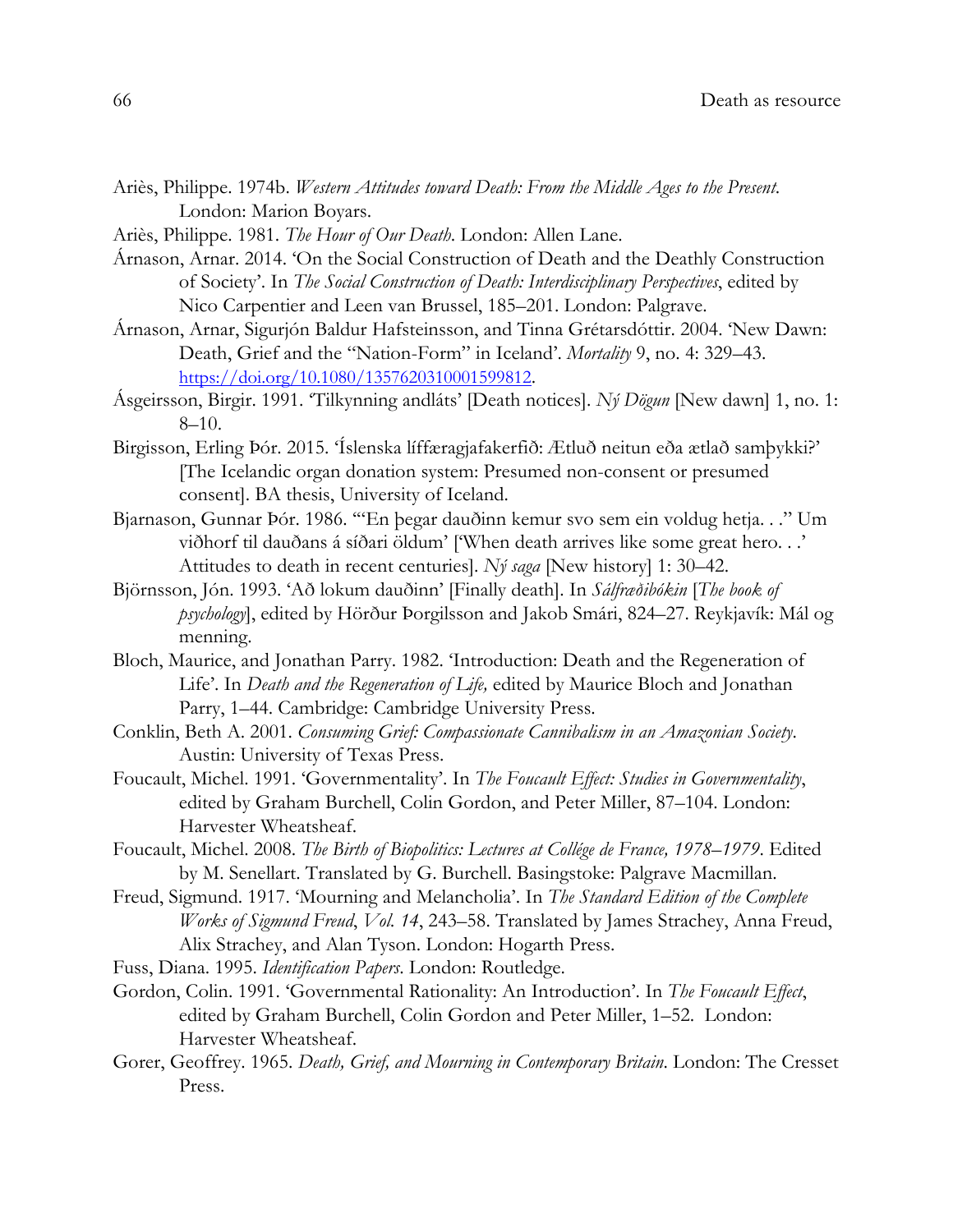Ariès, Philippe. 1974b. *Western Attitudes toward Death: From the Middle Ages to the Present*. London: Marion Boyars.

Ariès, Philippe. 1981. *The Hour of Our Death*. London: Allen Lane.

Árnason, Arnar. 2014. 'On the Social Construction of Death and the Deathly Construction of Society'. In *The Social Construction of Death: Interdisciplinary Perspectives*, edited by Nico Carpentier and Leen van Brussel, 185–201. London: Palgrave.

Árnason, Arnar, Sigurjón Baldur Hafsteinsson, and Tinna Grétarsdóttir. 2004. 'New Dawn: Death, Grief and the "Nation-Form" in Iceland'. *Mortality* 9, no. 4: 329–43. https://doi.org/10.1080/13576270310001599812.

Ásgeirsson, Birgir. 1991. 'Tilkynning andláts' [Death notices]. *Ný Dögun* [New dawn] 1, no. 1: 8–10.

Birgisson, Erling Þór. 2015. 'Íslenska líffæragjafakerfið: Ætluð neitun eða ætlað samþykki?' [The Icelandic organ donation system: Presumed non-consent or presumed consent]. BA thesis, University of Iceland.

Bjarnason, Gunnar Þór. 1986. '"En þegar dauðinn kemur svo sem ein voldug hetja. . ." Um viðhorf til dauðans á síðari öldum' ['When death arrives like some great hero. . .' Attitudes to death in recent centuries]. *Ný saga* [New history] 1: 30–42.

Björnsson, Jón. 1993. 'Að lokum dauðinn' [Finally death]. In *Sálfræðibókin* [*The book of psychology*], edited by Hörður Þorgilsson and Jakob Smári, 824–27. Reykjavík: Mál og menning.

Bloch, Maurice, and Jonathan Parry. 1982. 'Introduction: Death and the Regeneration of Life'. In *Death and the Regeneration of Life,* edited by Maurice Bloch and Jonathan Parry, 1–44. Cambridge: Cambridge University Press.

Conklin, Beth A. 2001. *Consuming Grief: Compassionate Cannibalism in an Amazonian Society*. Austin: University of Texas Press.

Foucault, Michel. 1991. 'Governmentality'. In *The Foucault Effect: Studies in Governmentality*, edited by Graham Burchell, Colin Gordon, and Peter Miller, 87–104. London: Harvester Wheatsheaf.

Foucault, Michel. 2008. *The Birth of Biopolitics: Lectures at Collége de France, 1978–1979*. Edited by M. Senellart. Translated by G. Burchell. Basingstoke: Palgrave Macmillan.

Freud, Sigmund. 1917. 'Mourning and Melancholia'. In *The Standard Edition of the Complete Works of Sigmund Freud*, *Vol. 14*, 243–58. Translated by James Strachey, Anna Freud, Alix Strachey, and Alan Tyson. London: Hogarth Press.

Fuss, Diana. 1995. *Identification Papers*. London: Routledge.

Gordon, Colin. 1991. 'Governmental Rationality: An Introduction'. In *The Foucault Effect*, edited by Graham Burchell, Colin Gordon and Peter Miller, 1–52. London: Harvester Wheatsheaf.

Gorer, Geoffrey. 1965. *Death, Grief, and Mourning in Contemporary Britain*. London: The Cresset Press.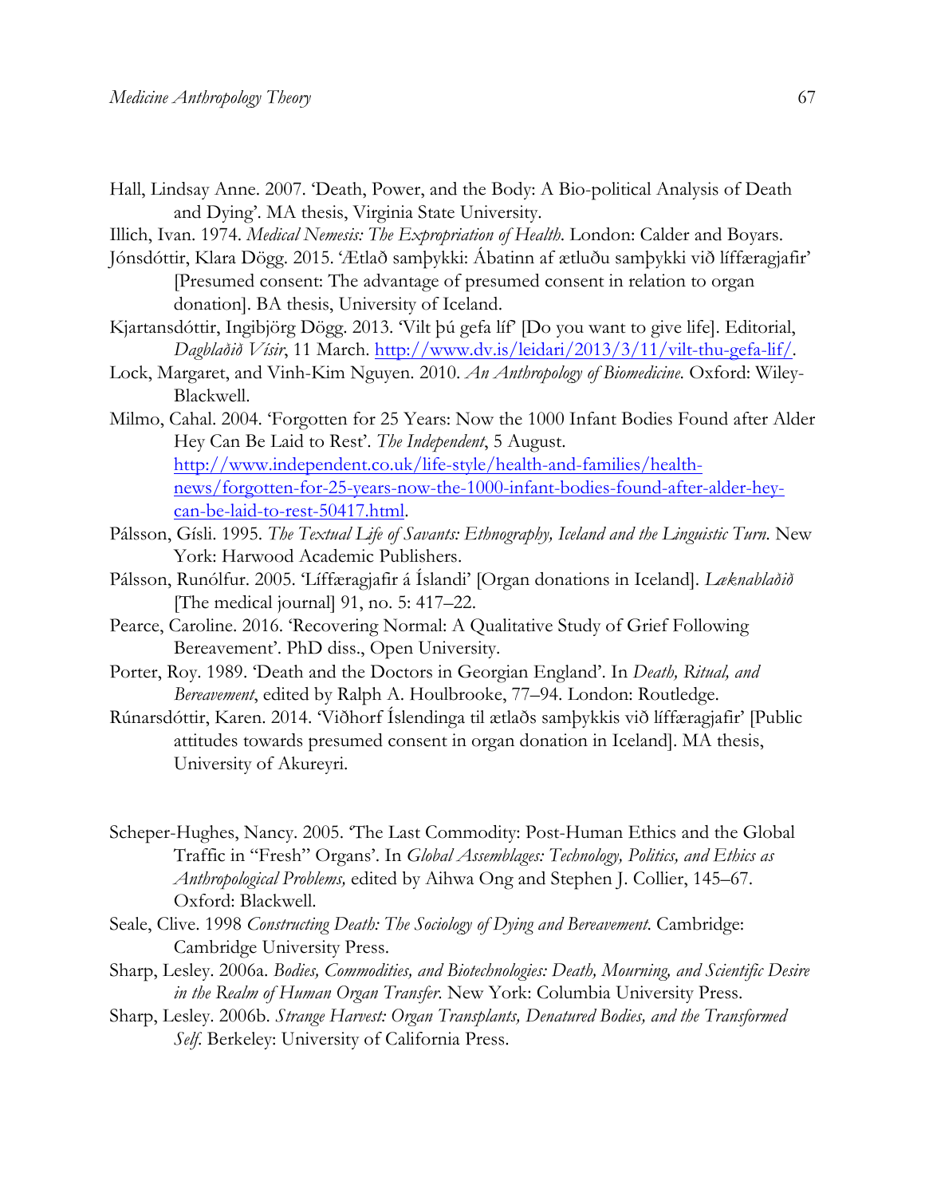Hall, Lindsay Anne. 2007. 'Death, Power, and the Body: A Bio-political Analysis of Death and Dying'. MA thesis, Virginia State University.

Illich, Ivan. 1974. *Medical Nemesis: The Expropriation of Health*. London: Calder and Boyars.

Jónsdóttir, Klara Dögg. 2015. 'Ætlað samþykki: Ábatinn af ætluðu samþykki við líffæragjafir' [Presumed consent: The advantage of presumed consent in relation to organ donation]. BA thesis, University of Iceland.

Kjartansdóttir, Ingibjörg Dögg. 2013. 'Vilt þú gefa líf' [Do you want to give life]. Editorial, *Dagblaðið Vísir*, 11 March. http://www.dv.is/leidari/2013/3/11/vilt-thu-gefa-lif/.

Lock, Margaret, and Vinh-Kim Nguyen. 2010. *An Anthropology of Biomedicine.* Oxford: Wiley-Blackwell.

Milmo, Cahal. 2004. 'Forgotten for 25 Years: Now the 1000 Infant Bodies Found after Alder Hey Can Be Laid to Rest'. *The Independent*, 5 August. http://www.independent.co.uk/life-style/health-and-families/health-news/forgotten-for-25-years-now-the-1000-infant-bodies-found-after-alder-hey-can-be-laid-to-rest-50417.html.

Pálsson, Gísli. 1995. *The Textual Life of Savants: Ethnography, Iceland and the Linguistic Turn.* New York: Harwood Academic Publishers.

Pálsson, Runólfur. 2005. 'Líffæragjafir á Íslandi' [Organ donations in Iceland]. *Læknablaðið* [The medical journal] 91, no. 5: 417–22.

Pearce, Caroline. 2016. 'Recovering Normal: A Qualitative Study of Grief Following Bereavement'. PhD diss., Open University.

Porter, Roy. 1989. 'Death and the Doctors in Georgian England'. In *Death, Ritual, and Bereavement*, edited by Ralph A. Houlbrooke, 77–94. London: Routledge.

Rúnarsdóttir, Karen. 2014. 'Viðhorf Íslendinga til ætlaðs samþykkis við líffæragjafir' [Public attitudes towards presumed consent in organ donation in Iceland]. MA thesis, University of Akureyri.

Scheper-Hughes, Nancy. 2005. 'The Last Commodity: Post-Human Ethics and the Global Traffic in "Fresh" Organs'. In *Global Assemblages: Technology, Politics, and Ethics as Anthropological Problems,* edited by Aihwa Ong and Stephen J. Collier, 145–67. Oxford: Blackwell.

Seale, Clive. 1998 *Constructing Death: The Sociology of Dying and Bereavement.* Cambridge: Cambridge University Press.

Sharp, Lesley. 2006a. *Bodies, Commodities, and Biotechnologies: Death, Mourning, and Scientific Desire in the Realm of Human Organ Transfer.* New York: Columbia University Press.

Sharp, Lesley. 2006b. *Strange Harvest: Organ Transplants, Denatured Bodies, and the Transformed Self.* Berkeley: University of California Press.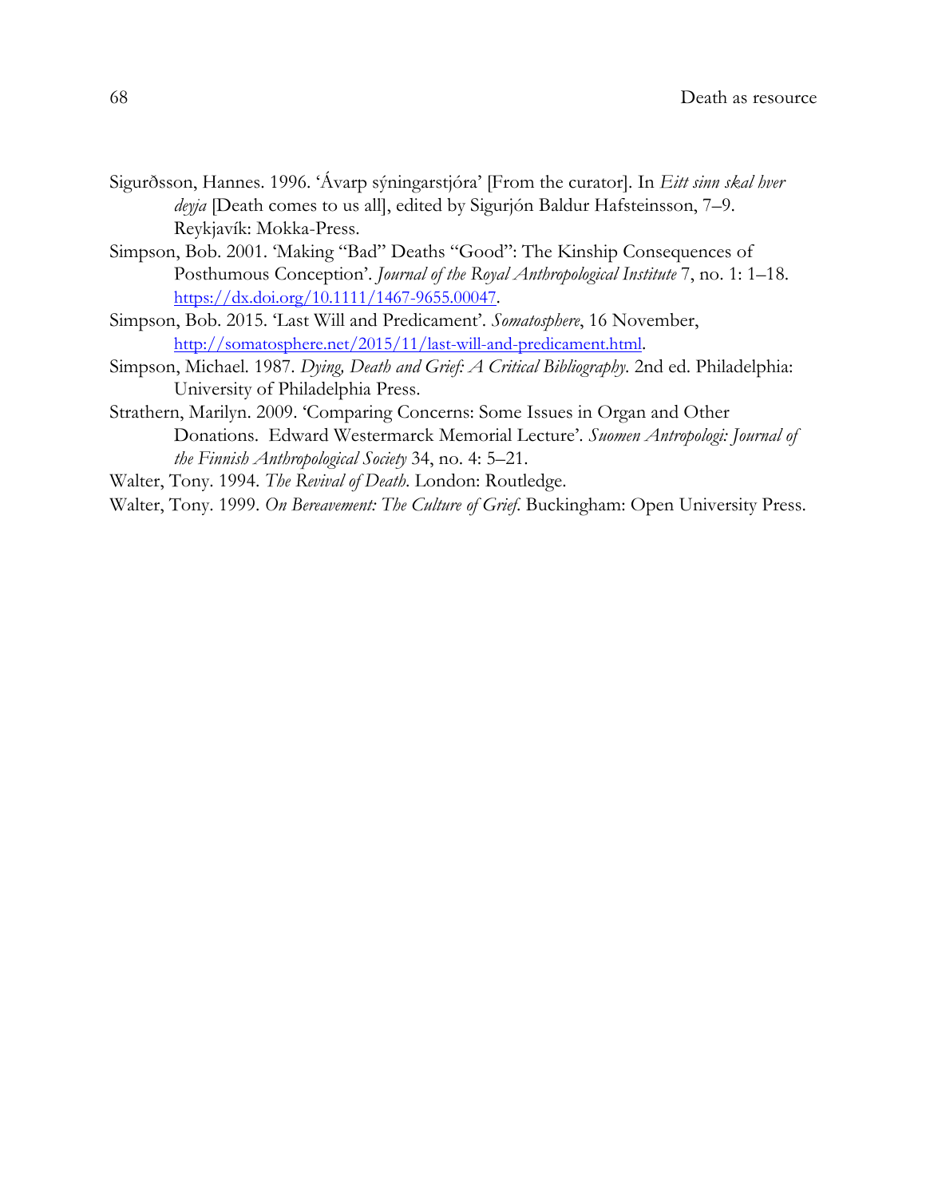Sigurðsson, Hannes. 1996. 'Ávarp sýningarstjóra' [From the curator]. In *Eitt sinn skal hver deyja* [Death comes to us all], edited by Sigurjón Baldur Hafsteinsson, 7–9. Reykjavík: Mokka-Press.

Simpson, Bob. 2001. 'Making "Bad" Deaths "Good": The Kinship Consequences of Posthumous Conception'. *Journal of the Royal Anthropological Institute* 7, no. 1: 1–18. https://dx.doi.org/10.1111/1467-9655.00047.

Simpson, Bob. 2015. 'Last Will and Predicament'. *Somatosphere*, 16 November, http://somatosphere.net/2015/11/last-will-and-predicament.html.

Simpson, Michael. 1987. *Dying, Death and Grief: A Critical Bibliography*. 2nd ed. Philadelphia: University of Philadelphia Press.

Strathern, Marilyn. 2009. 'Comparing Concerns: Some Issues in Organ and Other Donations. Edward Westermarck Memorial Lecture'. *Suomen Antropologi: Journal of the Finnish Anthropological Society* 34, no. 4: 5–21.

Walter, Tony. 1994. *The Revival of Death*. London: Routledge.

Walter, Tony. 1999. *On Bereavement: The Culture of Grief*. Buckingham: Open University Press.